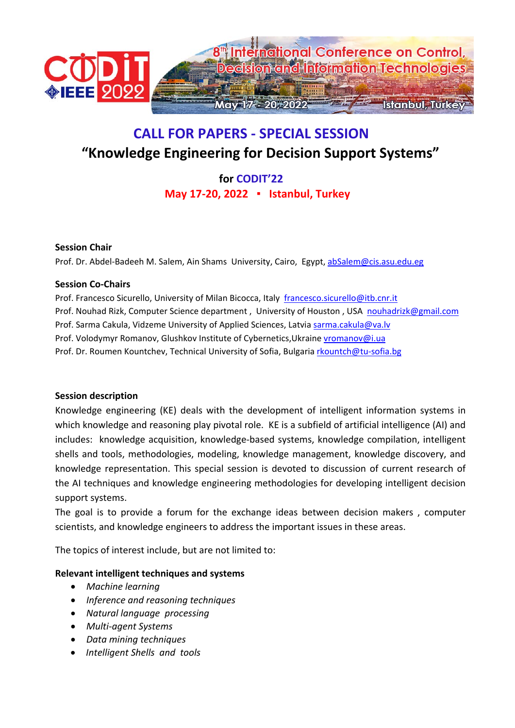8th International Conference on Control, Decision and Information Technologies

May 17 - 20, 2022 Istanbul, Turkey

# CALL FOR PAPERS - SPECIAL SESSION

## "Knowledge Engineering for Decision Support Systems"

**for CODIT'22**

**May 17-20, 2022 ▪ Istanbul, Turkey**

**Session Chair**

Prof. Dr. Abdel-Badeeh M. Salem, Ain Shams University, Cairo, Egypt, abSalem@cis.asu.edu.eg

**Session Co-Chairs**

Prof. Francesco Sicurello, University of Milan Bicocca, Italy francesco.sicurello@itb.cnr.it
Prof. Nouhad Rizk, Computer Science department , University of Houston , USA nouhadrizk@gmail.com
Prof. Sarma Cakula, Vidzeme University of Applied Sciences, Latvia sarma.cakula@va.lv
Prof. Volodymyr Romanov, Glushkov Institute of Cybernetics,Ukraine vromanov@i.ua
Prof. Dr. Roumen Kountchev, Technical University of Sofia, Bulgaria rkountch@tu-sofia.bg

**Session description**

Knowledge engineering (KE) deals with the development of intelligent information systems in which knowledge and reasoning play pivotal role. KE is a subfield of artificial intelligence (AI) and includes: knowledge acquisition, knowledge-based systems, knowledge compilation, intelligent shells and tools, methodologies, modeling, knowledge management, knowledge discovery, and knowledge representation. This special session is devoted to discussion of current research of the AI techniques and knowledge engineering methodologies for developing intelligent decision support systems.

The goal is to provide a forum for the exchange ideas between decision makers , computer scientists, and knowledge engineers to address the important issues in these areas.

The topics of interest include, but are not limited to:

**Relevant intelligent techniques and systems**

- *Machine learning*
- *Inference and reasoning techniques*
- *Natural language processing*
- *Multi-agent Systems*
- *Data mining techniques*
- *Intelligent Shells and tools*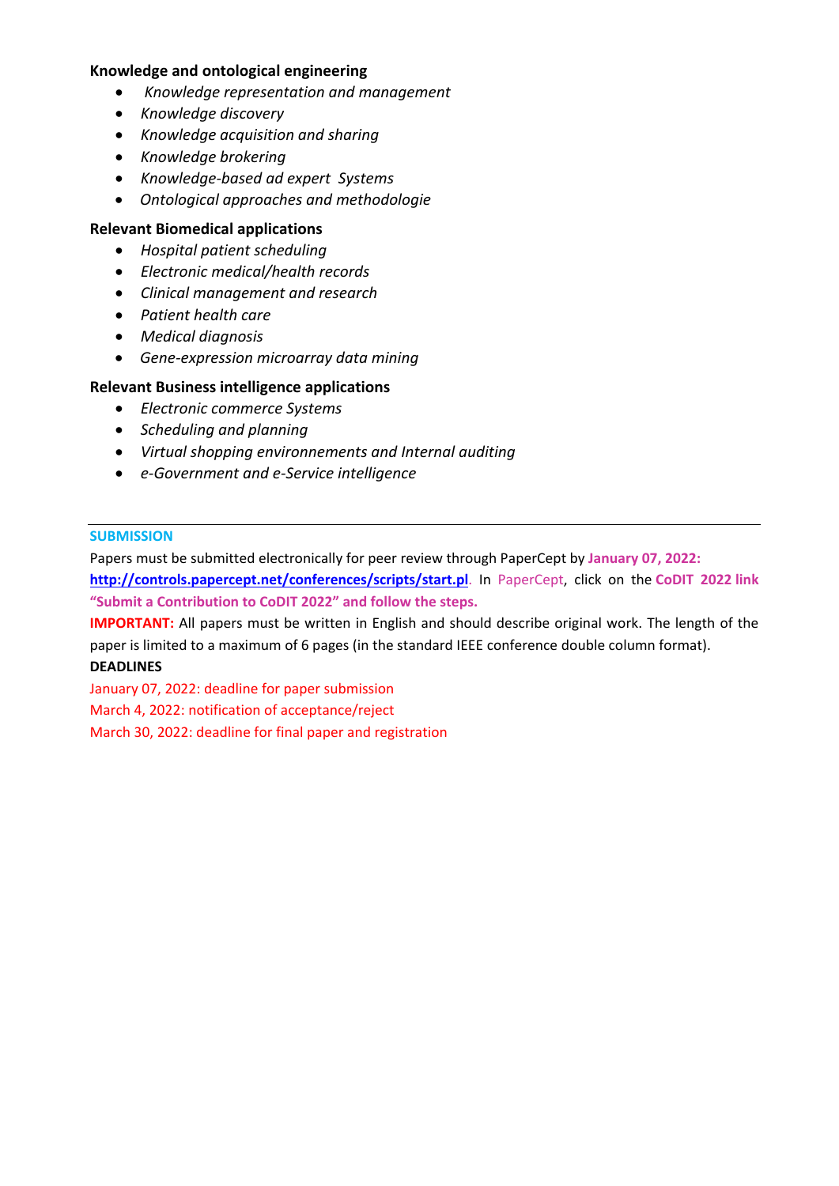**Knowledge and ontological engineering**

- *Knowledge representation and management*
- *Knowledge discovery*
- *Knowledge acquisition and sharing*
- *Knowledge brokering*
- *Knowledge-based ad expert Systems*
- *Ontological approaches and methodologie*

**Relevant Biomedical applications**

- *Hospital patient scheduling*
- *Electronic medical/health records*
- *Clinical management and research*
- *Patient health care*
- *Medical diagnosis*
- *Gene-expression microarray data mining*

**Relevant Business intelligence applications**

- *Electronic commerce Systems*
- *Scheduling and planning*
- *Virtual shopping environnements and Internal auditing*
- *e-Government and e-Service intelligence*

---

**SUBMISSION**

Papers must be submitted electronically for peer review through PaperCept by **January 07, 2022:** **http://controls.papercept.net/conferences/scripts/start.pl**. In PaperCept, click on the **CoDIT 2022 link "Submit a Contribution to CoDIT 2022" and follow the steps.**

**IMPORTANT:** All papers must be written in English and should describe original work. The length of the paper is limited to a maximum of 6 pages (in the standard IEEE conference double column format).

**DEADLINES**

January 07, 2022: deadline for paper submission
March 4, 2022: notification of acceptance/reject
March 30, 2022: deadline for final paper and registration